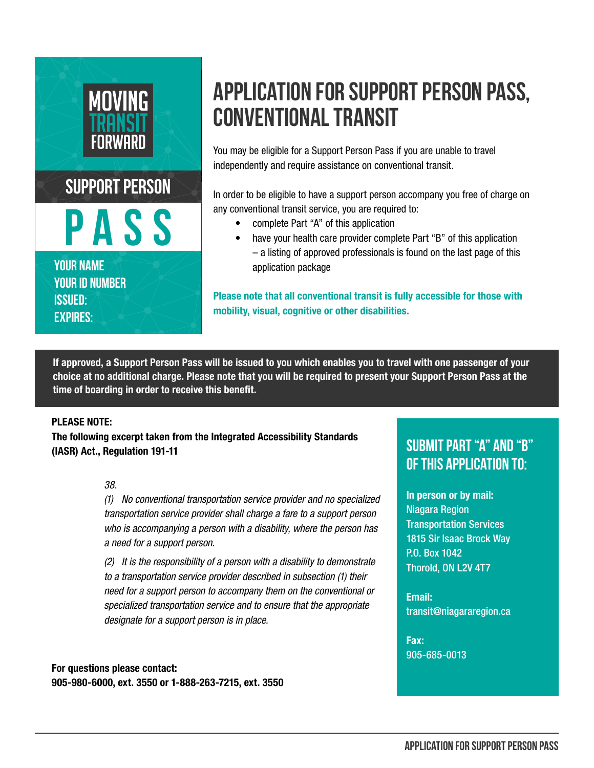MOVING TRANSIT FORWARD

SUPPORT PERSON

PASS

YOUR NAME
YOUR ID NUMBER
ISSUED:
EXPIRES:

# APPLICATION FOR SUPPORT PERSON PASS, CONVENTIONAL TRANSIT

You may be eligible for a Support Person Pass if you are unable to travel independently and require assistance on conventional transit.

In order to be eligible to have a support person accompany you free of charge on any conventional transit service, you are required to:

- complete Part "A" of this application
- have your health care provider complete Part "B" of this application – a listing of approved professionals is found on the last page of this application package

**Please note that all conventional transit is fully accessible for those with mobility, visual, cognitive or other disabilities.**

**If approved, a Support Person Pass will be issued to you which enables you to travel with one passenger of your choice at no additional charge. Please note that you will be required to present your Support Person Pass at the time of boarding in order to receive this benefit.**

**PLEASE NOTE:**
**The following excerpt taken from the Integrated Accessibility Standards (IASR) Act., Regulation 191-11**

*38.*

*(1) No conventional transportation service provider and no specialized transportation service provider shall charge a fare to a support person who is accompanying a person with a disability, where the person has a need for a support person.*

*(2) It is the responsibility of a person with a disability to demonstrate to a transportation service provider described in subsection (1) their need for a support person to accompany them on the conventional or specialized transportation service and to ensure that the appropriate designate for a support person is in place.*

**For questions please contact:**
**905-980-6000, ext. 3550 or 1-888-263-7215, ext. 3550**

## SUBMIT PART "A" AND "B" OF THIS APPLICATION TO:

**In person or by mail:**
Niagara Region
Transportation Services
1815 Sir Isaac Brock Way
P.O. Box 1042
Thorold, ON L2V 4T7

**Email:**
transit@niagararegion.ca

**Fax:**
905-685-0013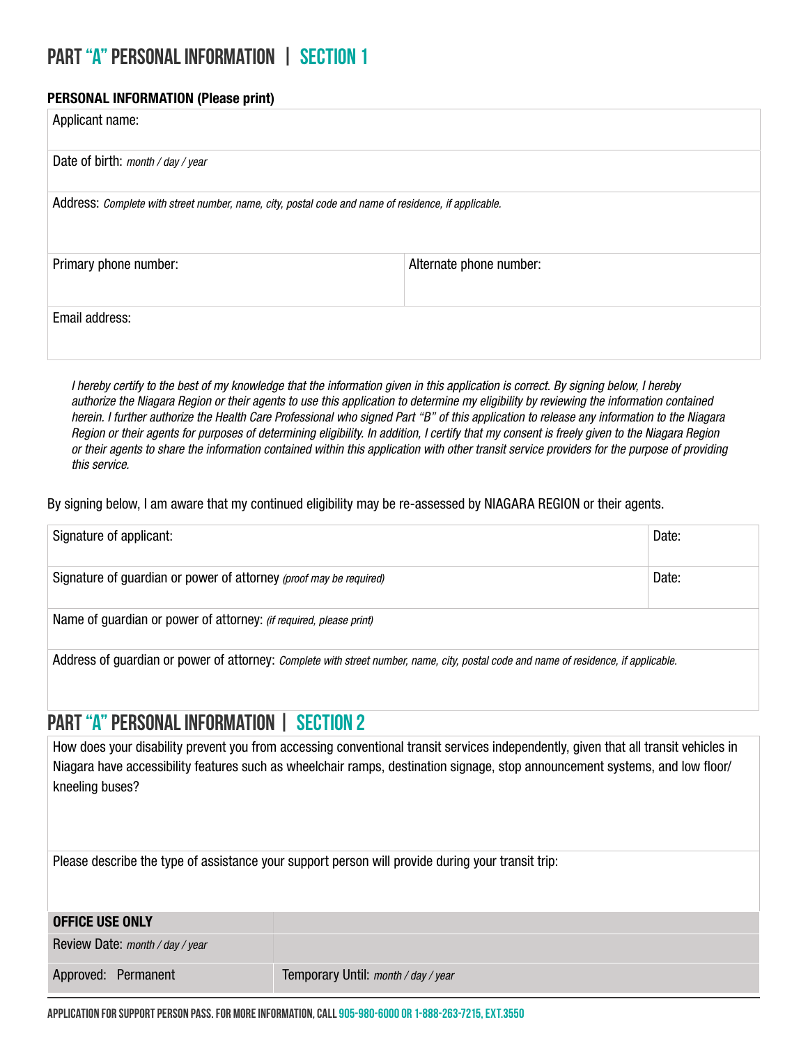# PART "A" PERSONAL INFORMATION | SECTION 1

**PERSONAL INFORMATION (Please print)**

| Applicant name: | |
|---|---|
| Date of birth: *month / day / year* | |
| Address: *Complete with street number, name, city, postal code and name of residence, if applicable.* | |
| Primary phone number: | Alternate phone number: |
| Email address: | |

*I hereby certify to the best of my knowledge that the information given in this application is correct. By signing below, I hereby authorize the Niagara Region or their agents to use this application to determine my eligibility by reviewing the information contained herein. I further authorize the Health Care Professional who signed Part "B" of this application to release any information to the Niagara Region or their agents for purposes of determining eligibility. In addition, I certify that my consent is freely given to the Niagara Region or their agents to share the information contained within this application with other transit service providers for the purpose of providing this service.*

By signing below, I am aware that my continued eligibility may be re-assessed by NIAGARA REGION or their agents.

| Signature of applicant: | Date: |
|---|---|
| Signature of guardian or power of attorney *(proof may be required)* | Date: |
| Name of guardian or power of attorney: *(if required, please print)* | |
| Address of guardian or power of attorney: *Complete with street number, name, city, postal code and name of residence, if applicable.* | |

# PART "A" PERSONAL INFORMATION | SECTION 2

How does your disability prevent you from accessing conventional transit services independently, given that all transit vehicles in Niagara have accessibility features such as wheelchair ramps, destination signage, stop announcement systems, and low floor/kneeling buses?

Please describe the type of assistance your support person will provide during your transit trip:

| **OFFICE USE ONLY** | |
|---|---|
| Review Date: *month / day / year* | |
| Approved: Permanent | Temporary Until: *month / day / year* |

APPLICATION FOR SUPPORT PERSON PASS. FOR MORE INFORMATION, CALL 905-980-6000 OR 1-888-263-7215, EXT.3550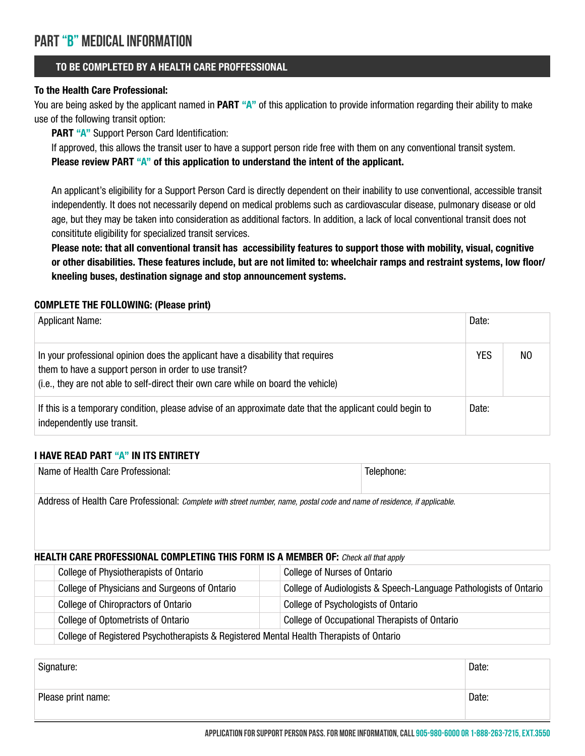# PART "B" MEDICAL INFORMATION

**TO BE COMPLETED BY A HEALTH CARE PROFFESSIONAL**

**To the Health Care Professional:**

You are being asked by the applicant named in **PART "A"** of this application to provide information regarding their ability to make use of the following transit option:

**PART "A"** Support Person Card Identification:

If approved, this allows the transit user to have a support person ride free with them on any conventional transit system.

**Please review PART "A" of this application to understand the intent of the applicant.**

An applicant's eligibility for a Support Person Card is directly dependent on their inability to use conventional, accessible transit independently. It does not necessarily depend on medical problems such as cardiovascular disease, pulmonary disease or old age, but they may be taken into consideration as additional factors. In addition, a lack of local conventional transit does not consititute eligibility for specialized transit services.

**Please note: that all conventional transit has accessibility features to support those with mobility, visual, cognitive or other disabilities. These features include, but are not limited to: wheelchair ramps and restraint systems, low floor/ kneeling buses, destination signage and stop announcement systems.**

**COMPLETE THE FOLLOWING: (Please print)**

| | | |
|---|---|---|
| Applicant Name: | Date: | |
| In your professional opinion does the applicant have a disability that requires them to have a support person in order to use transit? (i.e., they are not able to self-direct their own care while on board the vehicle) | YES | NO |
| If this is a temporary condition, please advise of an approximate date that the applicant could begin to independently use transit. | Date: | |

**I HAVE READ PART "A" IN ITS ENTIRETY**

| | |
|---|---|
| Name of Health Care Professional: | Telephone: |
| Address of Health Care Professional: *Complete with street number, name, postal code and name of residence, if applicable.* | |

**HEALTH CARE PROFESSIONAL COMPLETING THIS FORM IS A MEMBER OF:** *Check all that apply*

| | | | |
|---|---|---|---|
| | College of Physiotherapists of Ontario | | College of Nurses of Ontario |
| | College of Physicians and Surgeons of Ontario | | College of Audiologists & Speech-Language Pathologists of Ontario |
| | College of Chiropractors of Ontario | | College of Psychologists of Ontario |
| | College of Optometrists of Ontario | | College of Occupational Therapists of Ontario |
| | College of Registered Psychotherapists & Registered Mental Health Therapists of Ontario | | |

| | |
|---|---|
| Signature: | Date: |
| Please print name: | Date: |

APPLICATION FOR SUPPORT PERSON PASS. FOR MORE INFORMATION, CALL 905-980-6000 OR 1-888-263-7215, EXT.3550